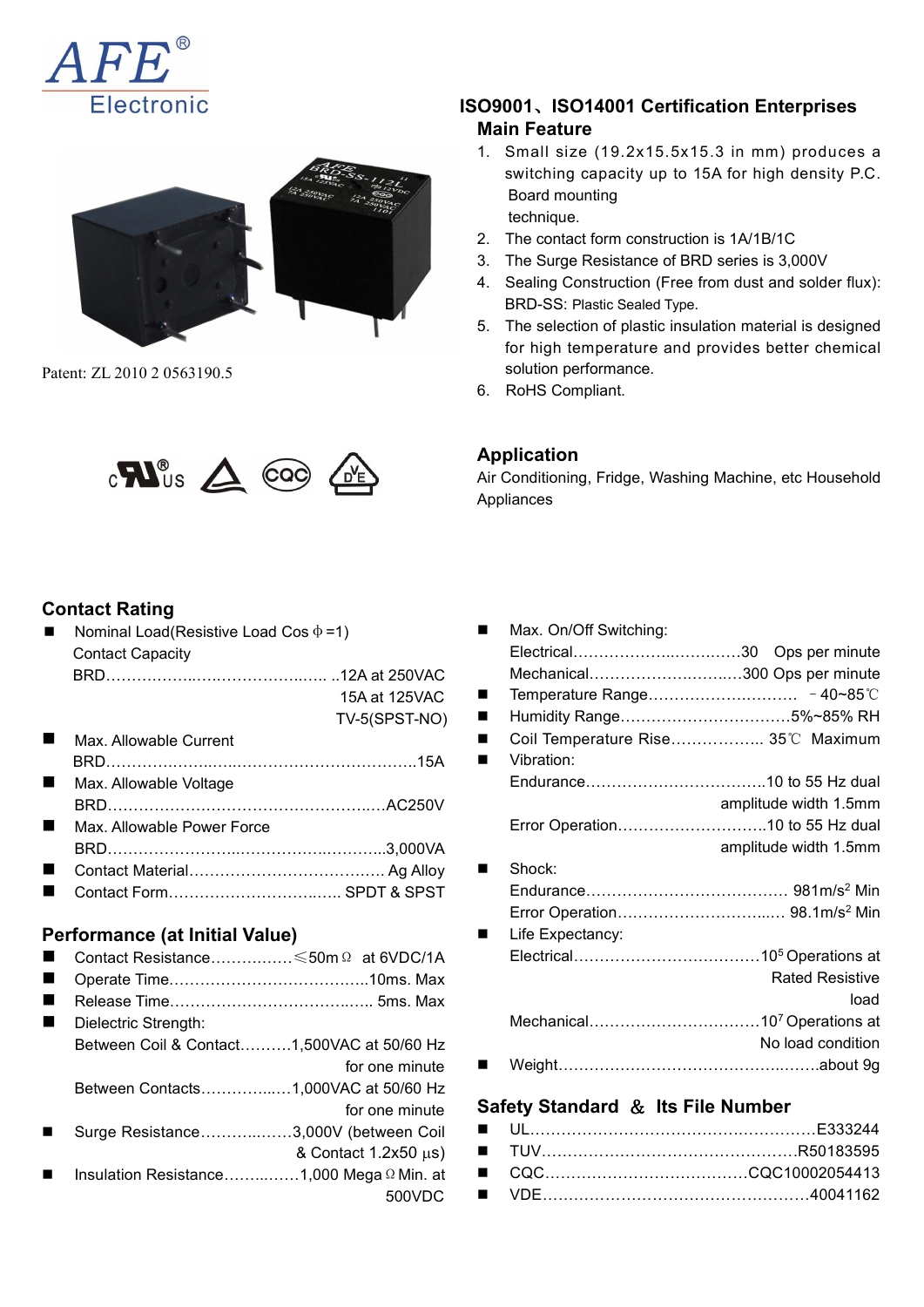AFE® Electronic

Patent: ZL 2010 2 0563190.5

## ISO9001、ISO14001 Certification Enterprises

### Main Feature

1. Small size (19.2x15.5x15.3 in mm) produces a switching capacity up to 15A for high density P.C. Board mounting technique.
2. The contact form construction is 1A/1B/1C
3. The Surge Resistance of BRD series is 3,000V
4. Sealing Construction (Free from dust and solder flux): BRD-SS: Plastic Sealed Type.
5. The selection of plastic insulation material is designed for high temperature and provides better chemical solution performance.
6. RoHS Compliant.

### Application

Air Conditioning, Fridge, Washing Machine, etc Household Appliances

## Contact Rating

- Nominal Load(Resistive Load Cos φ =1)
  Contact Capacity
  BRD……………………………………… ..12A at 250VAC
  15A at 125VAC
  TV-5(SPST-NO)
- Max. Allowable Current
  BRD…………………………………………………….15A
- Max. Allowable Voltage
  BRD………………………………………………..AC250V
- Max. Allowable Power Force
  BRD……………………………………………….3,000VA
- Contact Material………………………………… Ag Alloy
- Contact Form…………………………….. SPDT & SPST

## Performance (at Initial Value)

- Contact Resistance…………….≤50mΩ at 6VDC/1A
- Operate Time………………………………..10ms. Max
- Release Time……………………………….. 5ms. Max
- Dielectric Strength:
  Between Coil & Contact……….1,500VAC at 50/60 Hz for one minute
  Between Contacts…………….…1,000VAC at 50/60 Hz for one minute
- Surge Resistance……………….3,000V (between Coil & Contact 1.2x50 μs)
- Insulation Resistance……..……1,000 MegaΩ Min. at 500VDC
- Max. On/Off Switching:
  Electrical…………………………….30 Ops per minute
  Mechanical……………………….300 Ops per minute
- Temperature Range……………………… －40~85℃
- Humidity Range…………………………5%~85% RH
- Coil Temperature Rise…………….. 35℃ Maximum
- Vibration:
  Endurance……………………………10 to 55 Hz dual amplitude width 1.5mm
  Error Operation……………………….10 to 55 Hz dual amplitude width 1.5mm
- Shock:
  Endurance………………………………. 981m/s$^2$ Min
  Error Operation………………………… 98.1m/s$^2$ Min
- Life Expectancy:
  Electrical……………………………$10^5$ Operations at Rated Resistive load
  Mechanical………………………….$10^7$ Operations at No load condition
- Weight……………………………………………about 9g

## Safety Standard ＆ Its File Number

- UL………………………………………………E333244
- TUV…………………………………………R50183595
- CQC……………………………….CQC10002054413
- VDE……………………………………………40041162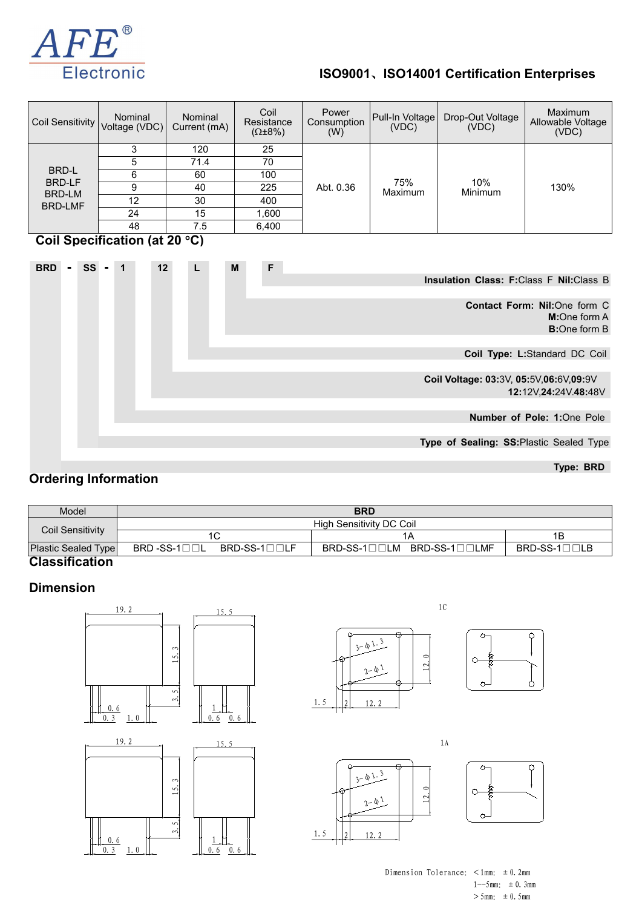ISO9001、ISO14001 Certification Enterprises

| Coil Sensitivity | Nominal Voltage (VDC) | Nominal Current (mA) | Coil Resistance (Ω±8%) | Power Consumption (W) | Pull-In Voltage (VDC) | Drop-Out Voltage (VDC) | Maximum Allowable Voltage (VDC) |
|---|---|---|---|---|---|---|---|
| BRD-L BRD-LF BRD-LM BRD-LMF | 3 | 120 | 25 | Abt. 0.36 | 75% Maximum | 10% Minimum | 130% |
| | 5 | 71.4 | 70 | | | | |
| | 6 | 60 | 100 | | | | |
| | 9 | 40 | 225 | | | | |
| | 12 | 30 | 400 | | | | |
| | 24 | 15 | 1,600 | | | | |
| | 48 | 7.5 | 6,400 | | | | |

## Coil Specification (at 20 °C)

**BRD - SS - 1 12 L M F**

- **Insulation Class: F:**Class F **Nil:**Class B
- **Contact Form: Nil:**One form C, **M:**One form A, **B:**One form B
- **Coil Type: L:**Standard DC Coil
- **Coil Voltage: 03:**3V, **05:**5V,**06:**6V,**09:**9V, **12:**12V,**24:**24V.**48:**48V
- **Number of Pole: 1:**One Pole
- **Type of Sealing: SS:**Plastic Sealed Type
- **Type: BRD**

## Ordering Information

| Model | BRD | | |
|---|---|---|---|
| Coil Sensitivity | High Sensitivity DC Coil | | |
| | 1C | 1A | 1B |
| Plastic Sealed Type | BRD -SS-1□□L BRD-SS-1□□LF | BRD-SS-1□□LM BRD-SS-1□□LMF | BRD-SS-1□□LB |

## Classification

## Dimension

1C

1A

Dimension Tolerance: <1mm: ±0.2mm
1—5mm: ±0.3mm
>5mm: ±0.5mm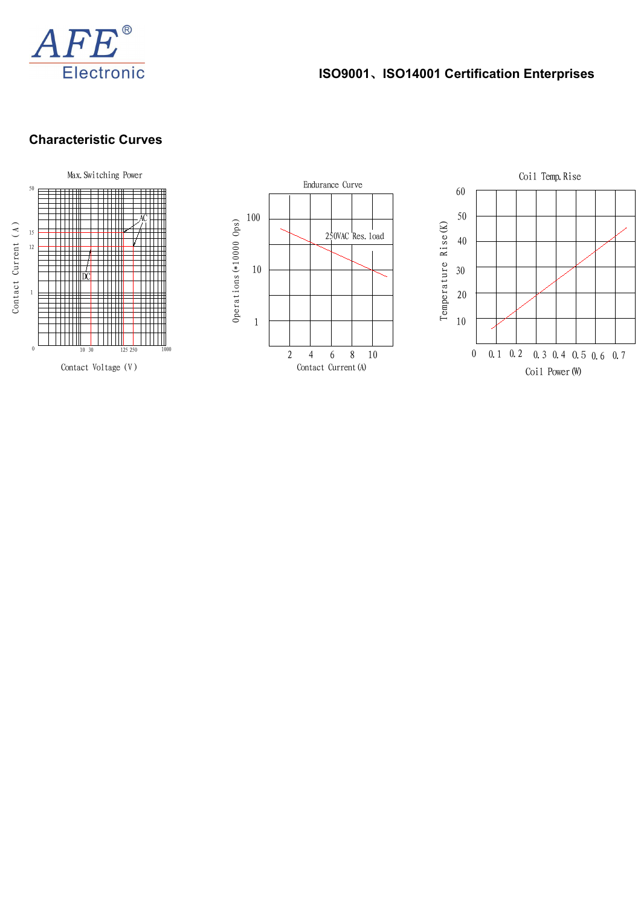## Characteristic Curves

Max. Switching Power

Contact Current ( A )

50
15
12
1
0

10 30
125 250
1000

AC
DC

Contact Voltage (V)

Endurance Curve

Operations (*10000 Ops)

100
10
1

250VAC Res. load

2 4 6 8 10

Contact Current (A)

Coil Temp. Rise

Temperature Rise (K)

60
50
40
30
20
10

0 0.1 0.2 0.3 0.4 0.5 0.6 0.7

Coil Power (W)